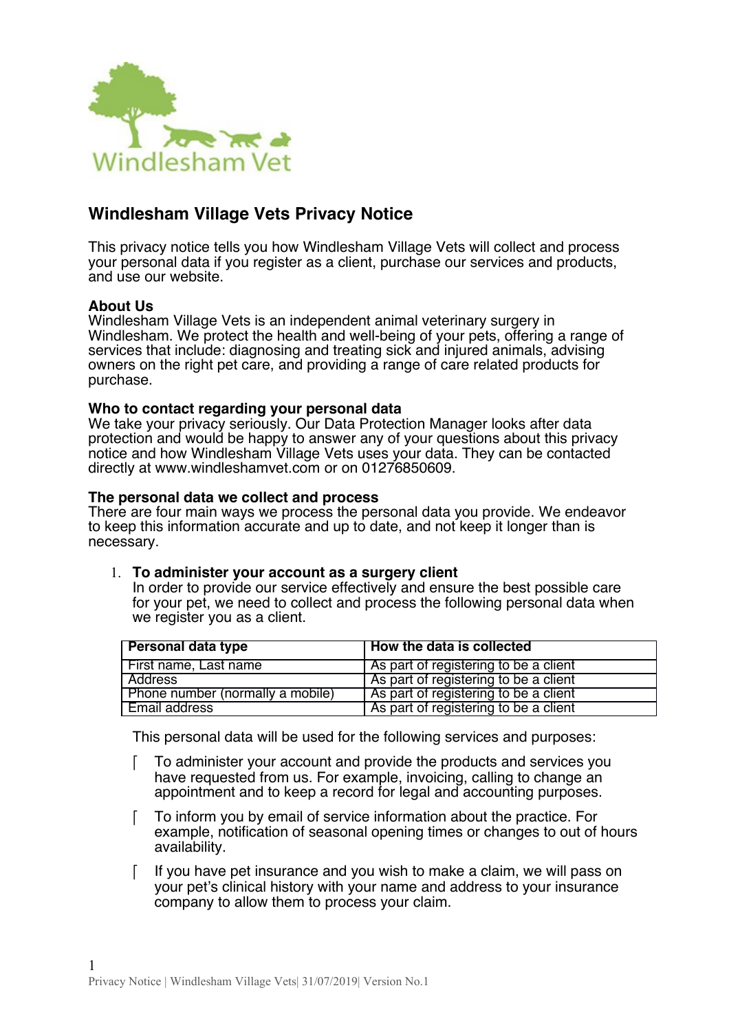# Windlesham Village Vets Privacy Notice

This privacy notice tells you how Windlesham Village Vets will collect and process your personal data if you register as a client, purchase our services and products, and use our website.

**About Us**

Windlesham Village Vets is an independent animal veterinary surgery in Windlesham. We protect the health and well-being of your pets, offering a range of services that include: diagnosing and treating sick and injured animals, advising owners on the right pet care, and providing a range of care related products for purchase.

**Who to contact regarding your personal data**

We take your privacy seriously. Our Data Protection Manager looks after data protection and would be happy to answer any of your questions about this privacy notice and how Windlesham Village Vets uses your data. They can be contacted directly at www.windleshamvet.com or on 01276850609.

**The personal data we collect and process**

There are four main ways we process the personal data you provide. We endeavor to keep this information accurate and up to date, and not keep it longer than is necessary.

1. **To administer your account as a surgery client**

   In order to provide our service effectively and ensure the best possible care for your pet, we need to collect and process the following personal data when we register you as a client.

| Personal data type | How the data is collected |
| --- | --- |
| First name, Last name | As part of registering to be a client |
| Address | As part of registering to be a client |
| Phone number (normally a mobile) | As part of registering to be a client |
| Email address | As part of registering to be a client |

This personal data will be used for the following services and purposes:

- To administer your account and provide the products and services you have requested from us. For example, invoicing, calling to change an appointment and to keep a record for legal and accounting purposes.
- To inform you by email of service information about the practice. For example, notification of seasonal opening times or changes to out of hours availability.
- If you have pet insurance and you wish to make a claim, we will pass on your pet's clinical history with your name and address to your insurance company to allow them to process your claim.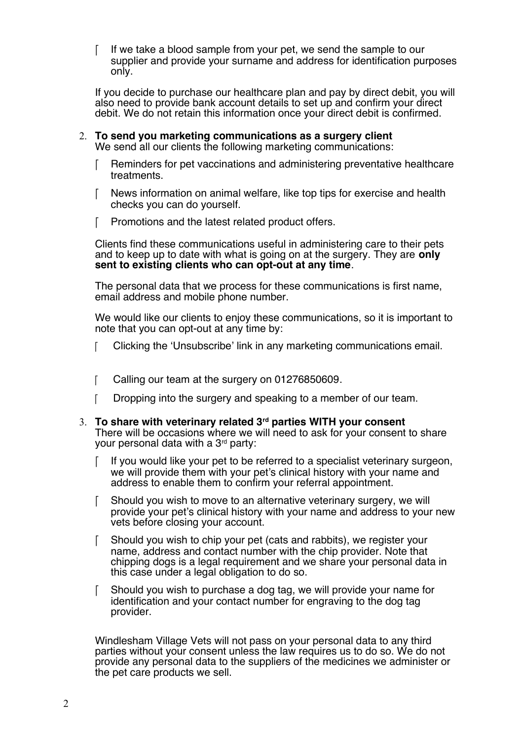- If we take a blood sample from your pet, we send the sample to our supplier and provide your surname and address for identification purposes only.

If you decide to purchase our healthcare plan and pay by direct debit, you will also need to provide bank account details to set up and confirm your direct debit. We do not retain this information once your direct debit is confirmed.

2. **To send you marketing communications as a surgery client**
   We send all our clients the following marketing communications:

- Reminders for pet vaccinations and administering preventative healthcare treatments.
- News information on animal welfare, like top tips for exercise and health checks you can do yourself.
- Promotions and the latest related product offers.

Clients find these communications useful in administering care to their pets and to keep up to date with what is going on at the surgery. They are **only sent to existing clients who can opt-out at any time**.

The personal data that we process for these communications is first name, email address and mobile phone number.

We would like our clients to enjoy these communications, so it is important to note that you can opt-out at any time by:

- Clicking the 'Unsubscribe' link in any marketing communications email.
- Calling our team at the surgery on 01276850609.
- Dropping into the surgery and speaking to a member of our team.

3. **To share with veterinary related 3rd parties WITH your consent**
   There will be occasions where we will need to ask for your consent to share your personal data with a 3rd party:

- If you would like your pet to be referred to a specialist veterinary surgeon, we will provide them with your pet's clinical history with your name and address to enable them to confirm your referral appointment.
- Should you wish to move to an alternative veterinary surgery, we will provide your pet's clinical history with your name and address to your new vets before closing your account.
- Should you wish to chip your pet (cats and rabbits), we register your name, address and contact number with the chip provider. Note that chipping dogs is a legal requirement and we share your personal data in this case under a legal obligation to do so.
- Should you wish to purchase a dog tag, we will provide your name for identification and your contact number for engraving to the dog tag provider.

Windlesham Village Vets will not pass on your personal data to any third parties without your consent unless the law requires us to do so. We do not provide any personal data to the suppliers of the medicines we administer or the pet care products we sell.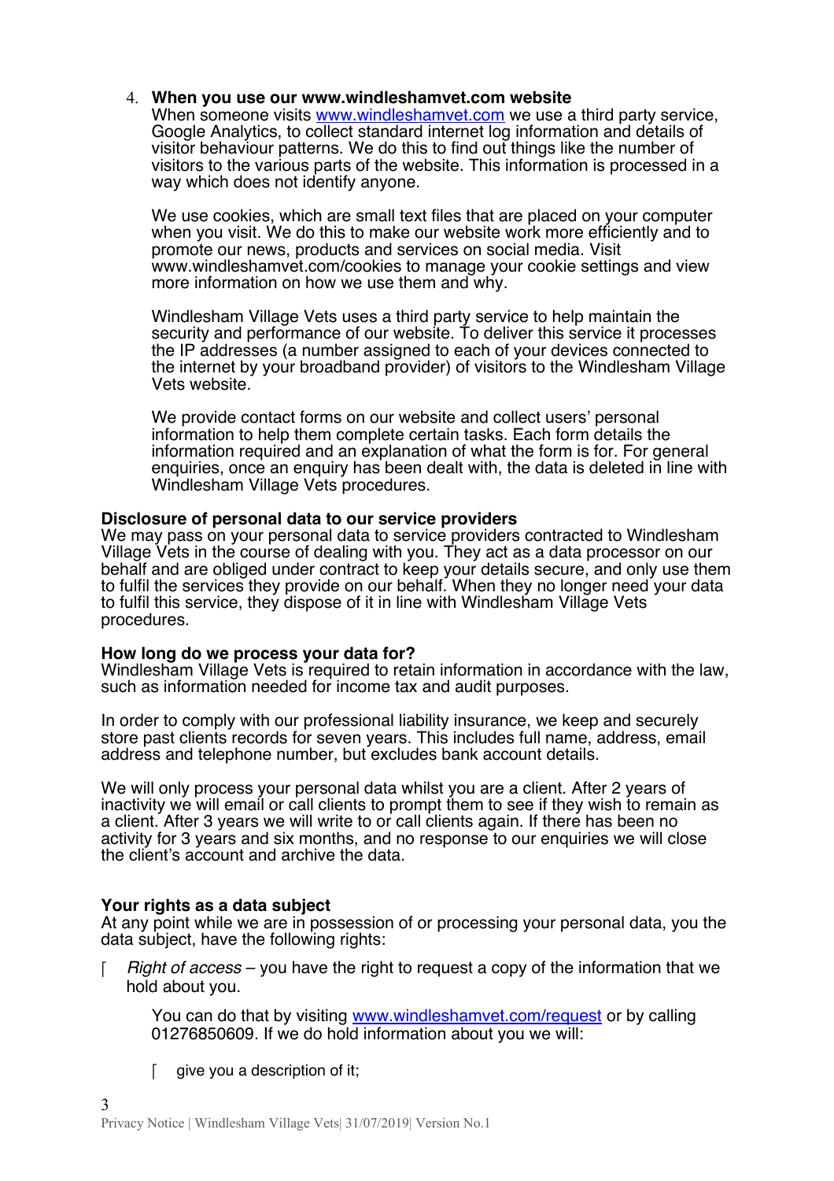4. **When you use our www.windleshamvet.com website**
   When someone visits [www.windleshamvet.com](www.windleshamvet.com) we use a third party service, Google Analytics, to collect standard internet log information and details of visitor behaviour patterns. We do this to find out things like the number of visitors to the various parts of the website. This information is processed in a way which does not identify anyone.

   We use cookies, which are small text files that are placed on your computer when you visit. We do this to make our website work more efficiently and to promote our news, products and services on social media. Visit www.windleshamvet.com/cookies to manage your cookie settings and view more information on how we use them and why.

   Windlesham Village Vets uses a third party service to help maintain the security and performance of our website. To deliver this service it processes the IP addresses (a number assigned to each of your devices connected to the internet by your broadband provider) of visitors to the Windlesham Village Vets website.

   We provide contact forms on our website and collect users' personal information to help them complete certain tasks. Each form details the information required and an explanation of what the form is for. For general enquiries, once an enquiry has been dealt with, the data is deleted in line with Windlesham Village Vets procedures.

**Disclosure of personal data to our service providers**
We may pass on your personal data to service providers contracted to Windlesham Village Vets in the course of dealing with you. They act as a data processor on our behalf and are obliged under contract to keep your details secure, and only use them to fulfil the services they provide on our behalf. When they no longer need your data to fulfil this service, they dispose of it in line with Windlesham Village Vets procedures.

**How long do we process your data for?**
Windlesham Village Vets is required to retain information in accordance with the law, such as information needed for income tax and audit purposes.

In order to comply with our professional liability insurance, we keep and securely store past clients records for seven years. This includes full name, address, email address and telephone number, but excludes bank account details.

We will only process your personal data whilst you are a client. After 2 years of inactivity we will email or call clients to prompt them to see if they wish to remain as a client. After 3 years we will write to or call clients again. If there has been no activity for 3 years and six months, and no response to our enquiries we will close the client's account and archive the data.

**Your rights as a data subject**
At any point while we are in possession of or processing your personal data, you the data subject, have the following rights:

- *Right of access* – you have the right to request a copy of the information that we hold about you.

  You can do that by visiting [www.windleshamvet.com/request](www.windleshamvet.com/request) or by calling 01276850609. If we do hold information about you we will:

  - give you a description of it;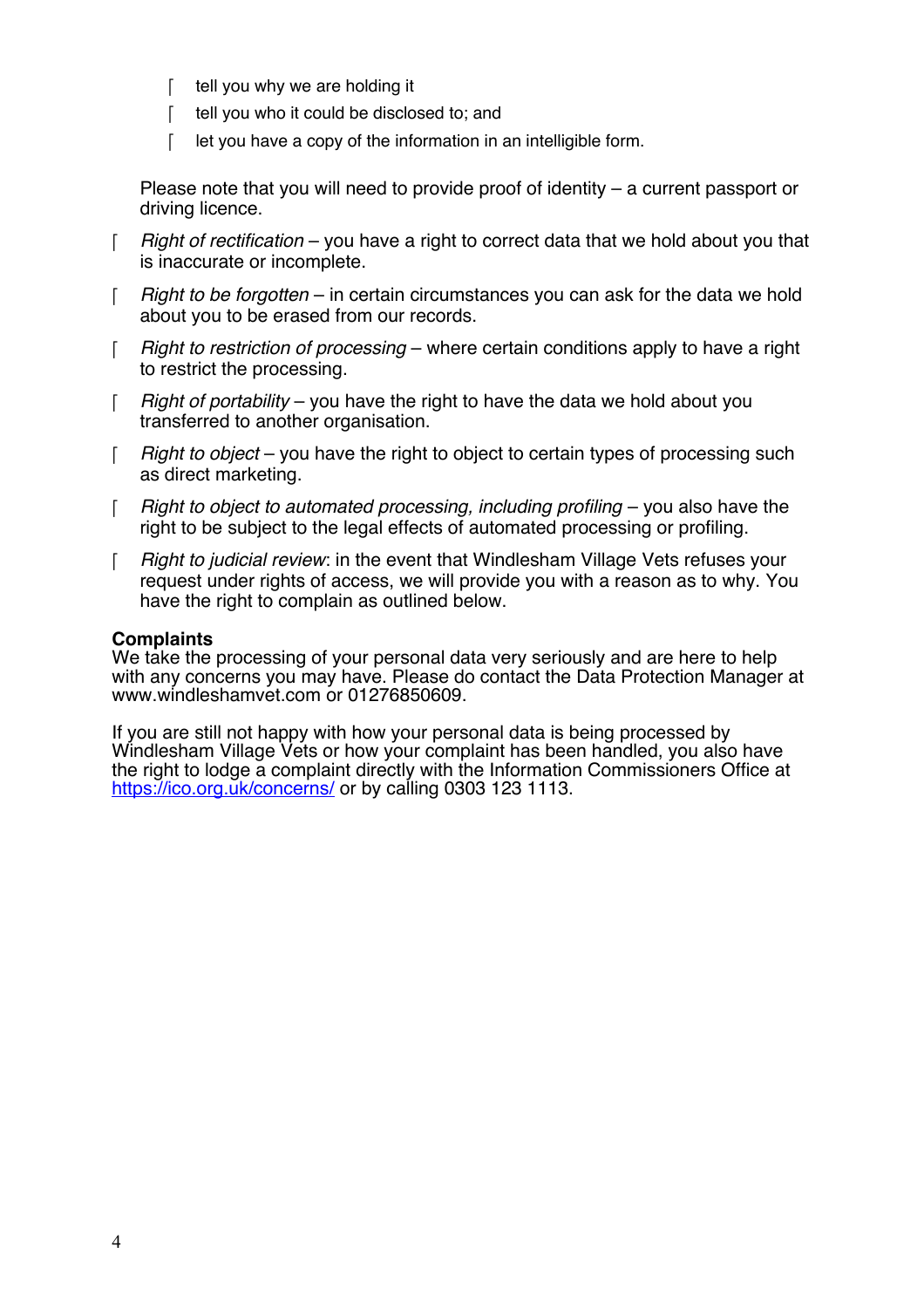- tell you why we are holding it
- tell you who it could be disclosed to; and
- let you have a copy of the information in an intelligible form.

  Please note that you will need to provide proof of identity – a current passport or driving licence.

- *Right of rectification* – you have a right to correct data that we hold about you that is inaccurate or incomplete.
- *Right to be forgotten* – in certain circumstances you can ask for the data we hold about you to be erased from our records.
- *Right to restriction of processing* – where certain conditions apply to have a right to restrict the processing.
- *Right of portability* – you have the right to have the data we hold about you transferred to another organisation.
- *Right to object* – you have the right to object to certain types of processing such as direct marketing.
- *Right to object to automated processing, including profiling* – you also have the right to be subject to the legal effects of automated processing or profiling.
- *Right to judicial review*: in the event that Windlesham Village Vets refuses your request under rights of access, we will provide you with a reason as to why. You have the right to complain as outlined below.

**Complaints**
We take the processing of your personal data very seriously and are here to help with any concerns you may have. Please do contact the Data Protection Manager at www.windleshamvet.com or 01276850609.

If you are still not happy with how your personal data is being processed by Windlesham Village Vets or how your complaint has been handled, you also have the right to lodge a complaint directly with the Information Commissioners Office at [https://ico.org.uk/concerns/](https://ico.org.uk/concerns/) or by calling 0303 123 1113.